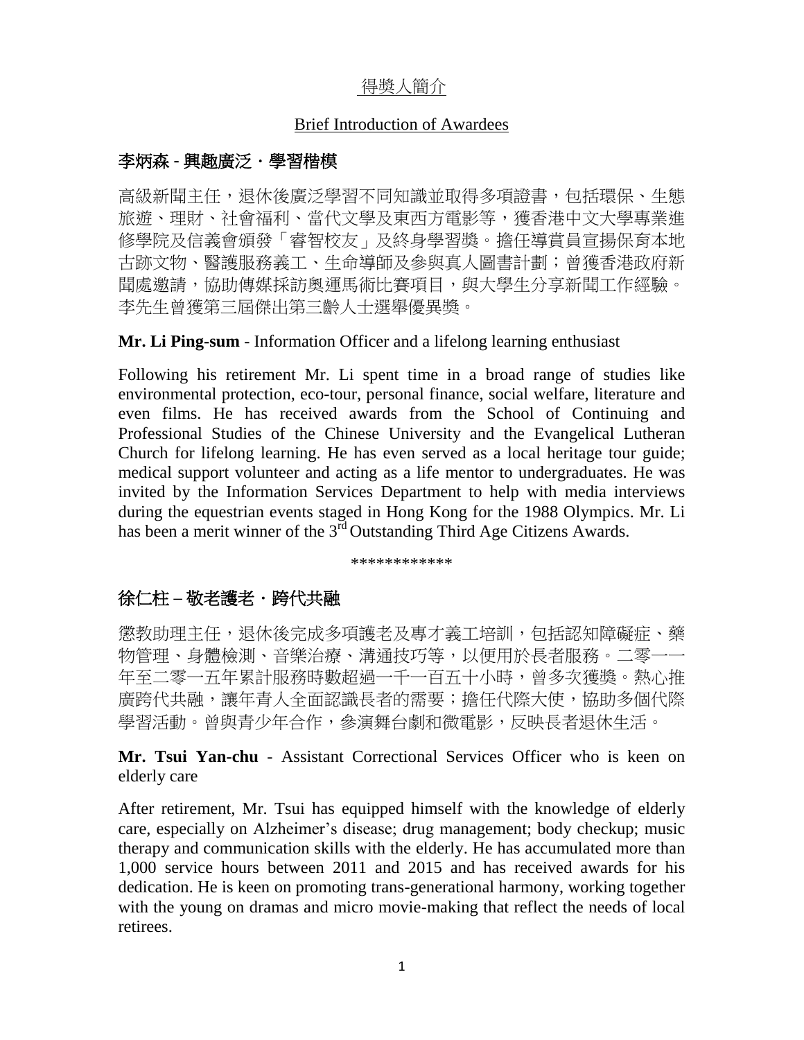<u>得獎人簡介</u>

<u>Brief Introduction of Awardees</u>

## 李炳森 - 興趣廣泛・學習楷模

高級新聞主任，退休後廣泛學習不同知識並取得多項證書，包括環保、生態旅遊、理財、社會福利、當代文學及東西方電影等，獲香港中文大學專業進修學院及信義會頒發「睿智校友」及終身學習獎。擔任導賞員宣揚保育本地古跡文物、醫護服務義工、生命導師及參與真人圖書計劃；曾獲香港政府新聞處邀請，協助傳媒採訪奧運馬術比賽項目，與大學生分享新聞工作經驗。李先生曾獲第三屆傑出第三齡人士選舉優異獎。

**Mr. Li Ping-sum** - Information Officer and a lifelong learning enthusiast

Following his retirement Mr. Li spent time in a broad range of studies like environmental protection, eco-tour, personal finance, social welfare, literature and even films. He has received awards from the School of Continuing and Professional Studies of the Chinese University and the Evangelical Lutheran Church for lifelong learning. He has even served as a local heritage tour guide; medical support volunteer and acting as a life mentor to undergraduates. He was invited by the Information Services Department to help with media interviews during the equestrian events staged in Hong Kong for the 1988 Olympics. Mr. Li has been a merit winner of the 3rd Outstanding Third Age Citizens Awards.

\*\*\*\*\*\*\*\*\*\*\*\*

## 徐仁柱 – 敬老護老・跨代共融

懲教助理主任，退休後完成多項護老及專才義工培訓，包括認知障礙症、藥物管理、身體檢測、音樂治療、溝通技巧等，以便用於長者服務。二零一一年至二零一五年累計服務時數超過一千一百五十小時，曾多次獲獎。熱心推廣跨代共融，讓年青人全面認識長者的需要；擔任代際大使，協助多個代際學習活動。曾與青少年合作，參演舞台劇和微電影，反映長者退休生活。

**Mr. Tsui Yan-chu** - Assistant Correctional Services Officer who is keen on elderly care

After retirement, Mr. Tsui has equipped himself with the knowledge of elderly care, especially on Alzheimer's disease; drug management; body checkup; music therapy and communication skills with the elderly. He has accumulated more than 1,000 service hours between 2011 and 2015 and has received awards for his dedication. He is keen on promoting trans-generational harmony, working together with the young on dramas and micro movie-making that reflect the needs of local retirees.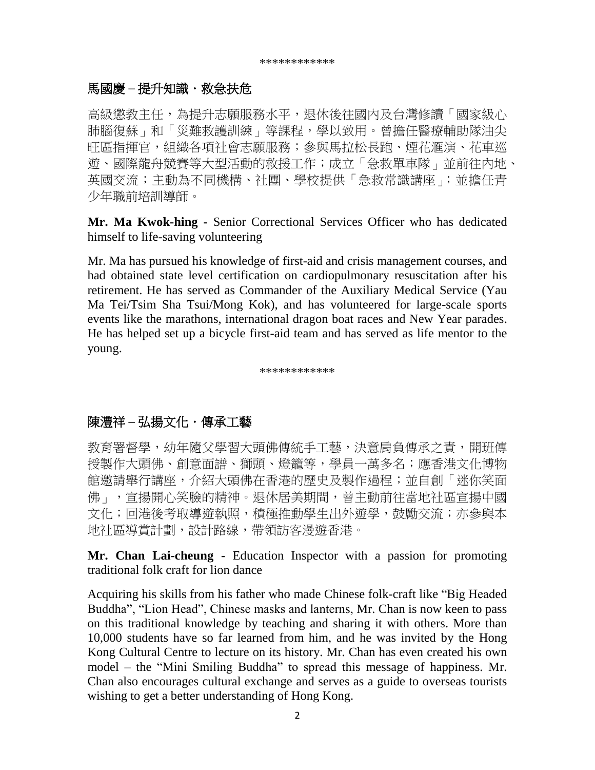\*\*\*\*\*\*\*\*\*\*\*\*

## 馬國慶 – 提升知識．救急扶危

高級懲教主任，為提升志願服務水平，退休後往國內及台灣修讀「國家級心肺腦復蘇」和「災難救護訓練」等課程，學以致用。曾擔任醫療輔助隊油尖旺區指揮官，組織各項社會志願服務；參與馬拉松長跑、煙花滙演、花車巡遊、國際龍舟競賽等大型活動的救援工作；成立「急救單車隊」並前往內地、英國交流；主動為不同機構、社團、學校提供「急救常識講座」；並擔任青少年職前培訓導師。

**Mr. Ma Kwok-hing -** Senior Correctional Services Officer who has dedicated himself to life-saving volunteering

Mr. Ma has pursued his knowledge of first-aid and crisis management courses, and had obtained state level certification on cardiopulmonary resuscitation after his retirement. He has served as Commander of the Auxiliary Medical Service (Yau Ma Tei/Tsim Sha Tsui/Mong Kok), and has volunteered for large-scale sports events like the marathons, international dragon boat races and New Year parades. He has helped set up a bicycle first-aid team and has served as life mentor to the young.

\*\*\*\*\*\*\*\*\*\*\*\*

## 陳澧祥 – 弘揚文化．傳承工藝

教育署督學，幼年隨父學習大頭佛傳統手工藝，決意肩負傳承之責，開班傳授製作大頭佛、創意面譜、獅頭、燈籠等，學員一萬多名；應香港文化博物館邀請舉行講座，介紹大頭佛在香港的歷史及製作過程；並自創「迷你笑面佛」，宣揚開心笑臉的精神。退休居美期間，曾主動前往當地社區宣揚中國文化；回港後考取導遊執照，積極推動學生出外遊學，鼓勵交流；亦參與本地社區導賞計劃，設計路線，帶領訪客漫遊香港。

**Mr. Chan Lai-cheung** - Education Inspector with a passion for promoting traditional folk craft for lion dance

Acquiring his skills from his father who made Chinese folk-craft like “Big Headed Buddha”, “Lion Head”, Chinese masks and lanterns, Mr. Chan is now keen to pass on this traditional knowledge by teaching and sharing it with others. More than 10,000 students have so far learned from him, and he was invited by the Hong Kong Cultural Centre to lecture on its history. Mr. Chan has even created his own model – the “Mini Smiling Buddha” to spread this message of happiness. Mr. Chan also encourages cultural exchange and serves as a guide to overseas tourists wishing to get a better understanding of Hong Kong.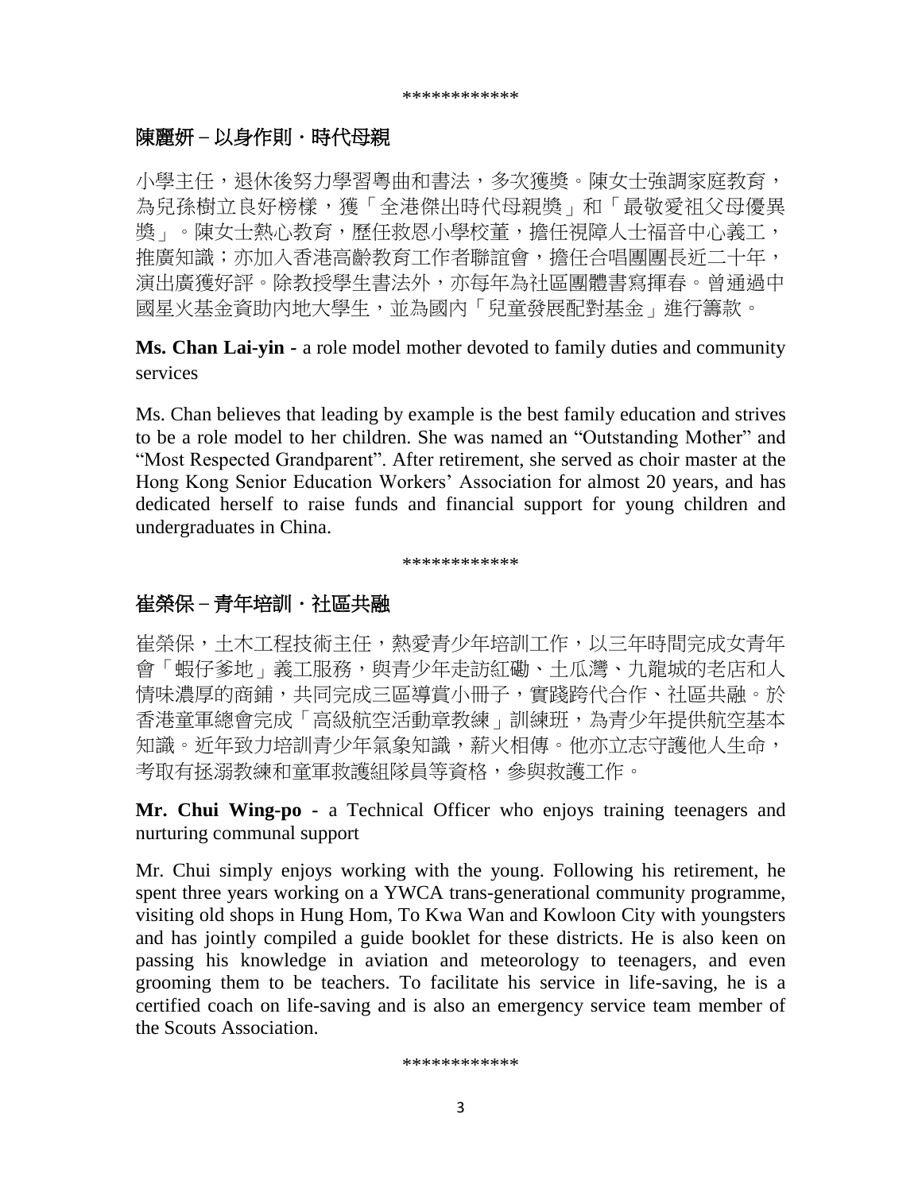************

## 陳麗妍 – 以身作則・時代母親

小學主任，退休後努力學習粵曲和書法，多次獲獎。陳女士強調家庭教育，為兒孫樹立良好榜樣，獲「全港傑出時代母親獎」和「最敬愛祖父母優異獎」。陳女士熱心教育，歷任救恩小學校董，擔任視障人士福音中心義工，推廣知識；亦加入香港高齡教育工作者聯誼會，擔任合唱團團長近二十年，演出廣獲好評。除教授學生書法外，亦每年為社區團體書寫揮春。曾通過中國星火基金資助內地大學生，並為國內「兒童發展配對基金」進行籌款。

**Ms. Chan Lai-yin -** a role model mother devoted to family duties and community services

Ms. Chan believes that leading by example is the best family education and strives to be a role model to her children. She was named an "Outstanding Mother" and "Most Respected Grandparent". After retirement, she served as choir master at the Hong Kong Senior Education Workers' Association for almost 20 years, and has dedicated herself to raise funds and financial support for young children and undergraduates in China.

************

## 崔榮保 – 青年培訓・社區共融

崔榮保，土木工程技術主任，熱愛青少年培訓工作，以三年時間完成女青年會「蝦仔爹地」義工服務，與青少年走訪紅磡、土瓜灣、九龍城的老店和人情味濃厚的商鋪，共同完成三區導賞小冊子，實踐跨代合作、社區共融。於香港童軍總會完成「高級航空活動章教練」訓練班，為青少年提供航空基本知識。近年致力培訓青少年氣象知識，薪火相傳。他亦立志守護他人生命，考取有拯溺教練和童軍救護組隊員等資格，參與救護工作。

**Mr. Chui Wing-po -** a Technical Officer who enjoys training teenagers and nurturing communal support

Mr. Chui simply enjoys working with the young. Following his retirement, he spent three years working on a YWCA trans-generational community programme, visiting old shops in Hung Hom, To Kwa Wan and Kowloon City with youngsters and has jointly compiled a guide booklet for these districts. He is also keen on passing his knowledge in aviation and meteorology to teenagers, and even grooming them to be teachers. To facilitate his service in life-saving, he is a certified coach on life-saving and is also an emergency service team member of the Scouts Association.

************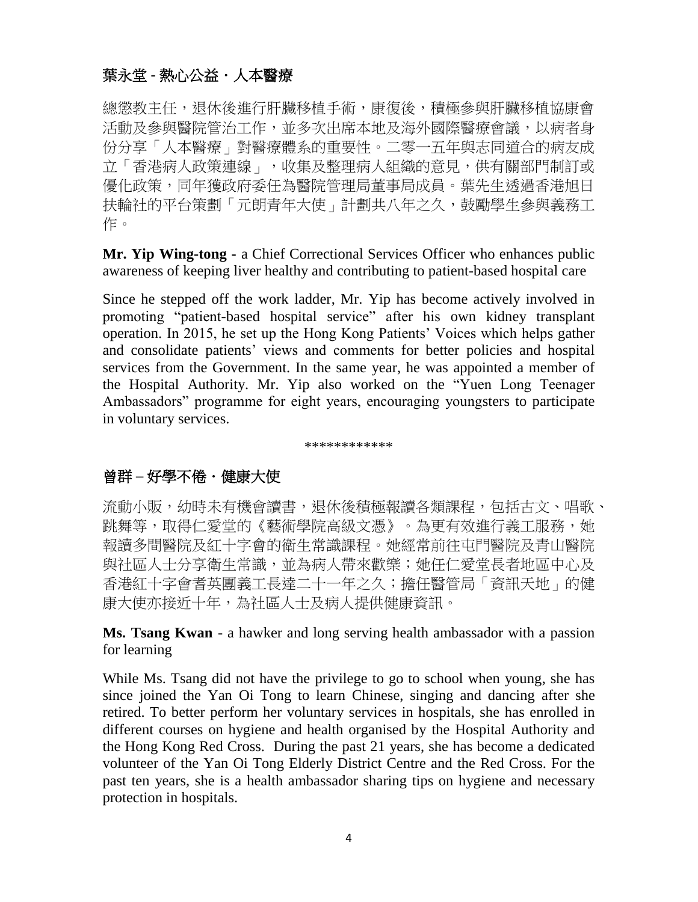## 葉永堂 - 熱心公益・人本醫療

總懲教主任，退休後進行肝臟移植手術，康復後，積極參與肝臟移植協康會活動及參與醫院管治工作，並多次出席本地及海外國際醫療會議，以病者身份分享「人本醫療」對醫療體系的重要性。二零一五年與志同道合的病友成立「香港病人政策連線」，收集及整理病人組織的意見，供有關部門制訂或優化政策，同年獲政府委任為醫院管理局董事局成員。葉先生透過香港旭日扶輪社的平台策劃「元朗青年大使」計劃共八年之久，鼓勵學生參與義務工作。

**Mr. Yip Wing-tong** - a Chief Correctional Services Officer who enhances public awareness of keeping liver healthy and contributing to patient-based hospital care

Since he stepped off the work ladder, Mr. Yip has become actively involved in promoting "patient-based hospital service" after his own kidney transplant operation. In 2015, he set up the Hong Kong Patients' Voices which helps gather and consolidate patients' views and comments for better policies and hospital services from the Government. In the same year, he was appointed a member of the Hospital Authority. Mr. Yip also worked on the "Yuen Long Teenager Ambassadors" programme for eight years, encouraging youngsters to participate in voluntary services.

************

## 曾群 – 好學不倦・健康大使

流動小販，幼時未有機會讀書，退休後積極報讀各類課程，包括古文、唱歌、跳舞等，取得仁愛堂的《藝術學院高級文憑》。為更有效進行義工服務，她報讀多間醫院及紅十字會的衛生常識課程。她經常前往屯門醫院及青山醫院與社區人士分享衛生常識，並為病人帶來歡樂；她任仁愛堂長者地區中心及香港紅十字會耆英團義工長達二十一年之久；擔任醫管局「資訊天地」的健康大使亦接近十年，為社區人士及病人提供健康資訊。

**Ms. Tsang Kwan** - a hawker and long serving health ambassador with a passion for learning

While Ms. Tsang did not have the privilege to go to school when young, she has since joined the Yan Oi Tong to learn Chinese, singing and dancing after she retired. To better perform her voluntary services in hospitals, she has enrolled in different courses on hygiene and health organised by the Hospital Authority and the Hong Kong Red Cross. During the past 21 years, she has become a dedicated volunteer of the Yan Oi Tong Elderly District Centre and the Red Cross. For the past ten years, she is a health ambassador sharing tips on hygiene and necessary protection in hospitals.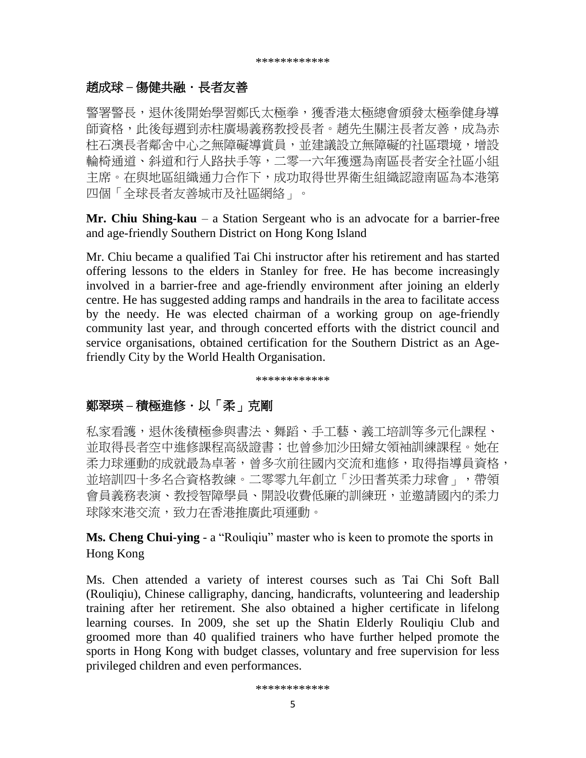\*\*\*\*\*\*\*\*\*\*\*\*

## 趙成球 – 傷健共融・長者友善

警署警長，退休後開始學習鄭氏太極拳，獲香港太極總會頒發太極拳健身導師資格，此後每週到赤柱廣場義務教授長者。趙先生關注長者友善，成為赤柱石澳長者鄰舍中心之無障礙導賞員，並建議設立無障礙的社區環境，增設輪椅通道、斜道和行人路扶手等，二零一六年獲選為南區長者安全社區小組主席。在與地區組織通力合作下，成功取得世界衛生組織認證南區為本港第四個「全球長者友善城市及社區網絡」。

**Mr. Chiu Shing-kau** – a Station Sergeant who is an advocate for a barrier-free and age-friendly Southern District on Hong Kong Island

Mr. Chiu became a qualified Tai Chi instructor after his retirement and has started offering lessons to the elders in Stanley for free. He has become increasingly involved in a barrier-free and age-friendly environment after joining an elderly centre. He has suggested adding ramps and handrails in the area to facilitate access by the needy. He was elected chairman of a working group on age-friendly community last year, and through concerted efforts with the district council and service organisations, obtained certification for the Southern District as an Age-friendly City by the World Health Organisation.

\*\*\*\*\*\*\*\*\*\*\*\*

## 鄭翠瑛 – 積極進修・以「柔」克剛

私家看護，退休後積極參與書法、舞蹈、手工藝、義工培訓等多元化課程、並取得長者空中進修課程高級證書；也曾參加沙田婦女領袖訓練課程。她在柔力球運動的成就最為卓著，曾多次前往國內交流和進修，取得指導員資格，並培訓四十多名合資格教練。二零零九年創立「沙田耆英柔力球會」，帶領會員義務表演、教授智障學員、開設收費低廉的訓練班，並邀請國內的柔力球隊來港交流，致力在香港推廣此項運動。

**Ms. Cheng Chui-ying** - a “Rouliqiu” master who is keen to promote the sports in Hong Kong

Ms. Chen attended a variety of interest courses such as Tai Chi Soft Ball (Rouliqiu), Chinese calligraphy, dancing, handicrafts, volunteering and leadership training after her retirement. She also obtained a higher certificate in lifelong learning courses. In 2009, she set up the Shatin Elderly Rouliqiu Club and groomed more than 40 qualified trainers who have further helped promote the sports in Hong Kong with budget classes, voluntary and free supervision for less privileged children and even performances.

\*\*\*\*\*\*\*\*\*\*\*\*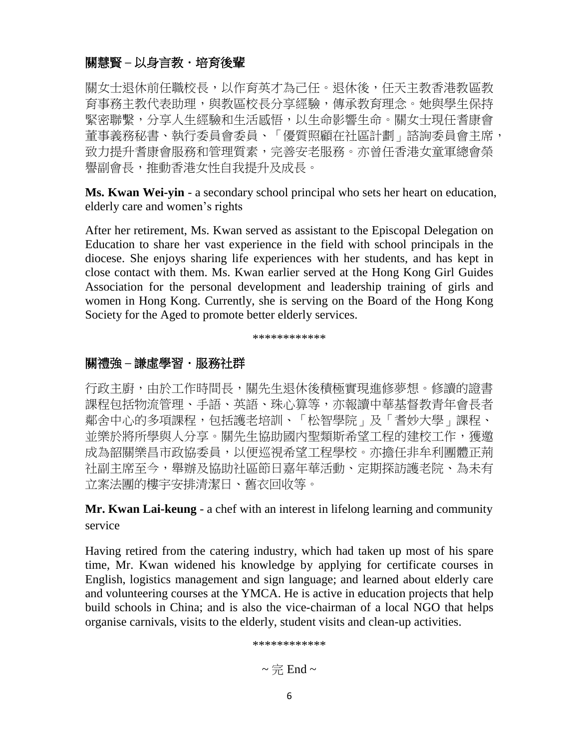## 關慧賢－以身言教・培育後輩

關女士退休前任職校長，以作育英才為己任。退休後，任天主教香港教區教育事務主教代表助理，與教區校長分享經驗，傳承教育理念。她與學生保持緊密聯繫，分享人生經驗和生活感悟，以生命影響生命。關女士現任耆康會董事義務秘書、執行委員會委員、「優質照顧在社區計劃」諮詢委員會主席，致力提升耆康會服務和管理質素，完善安老服務。亦曾任香港女童軍總會榮譽副會長，推動香港女性自我提升及成長。

**Ms. Kwan Wei-yin** - a secondary school principal who sets her heart on education, elderly care and women's rights

After her retirement, Ms. Kwan served as assistant to the Episcopal Delegation on Education to share her vast experience in the field with school principals in the diocese. She enjoys sharing life experiences with her students, and has kept in close contact with them. Ms. Kwan earlier served at the Hong Kong Girl Guides Association for the personal development and leadership training of girls and women in Hong Kong. Currently, she is serving on the Board of the Hong Kong Society for the Aged to promote better elderly services.

************

## 關禮強－謙虛學習・服務社群

行政主廚，由於工作時間長，關先生退休後積極實現進修夢想。修讀的證書課程包括物流管理、手語、英語、珠心算等，亦報讀中華基督教青年會長者鄰舍中心的多項課程，包括護老培訓、「松智學院」及「耆妙大學」課程、並樂於將所學與人分享。關先生協助國內聖類斯希望工程的建校工作，獲邀成為韶關樂昌市政協委員，以便巡視希望工程學校。亦擔任非牟利團體正荊社副主席至今，舉辦及協助社區節日嘉年華活動、定期探訪護老院、為未有立案法團的樓宇安排清潔日、舊衣回收等。

**Mr. Kwan Lai-keung** - a chef with an interest in lifelong learning and community service

Having retired from the catering industry, which had taken up most of his spare time, Mr. Kwan widened his knowledge by applying for certificate courses in English, logistics management and sign language; and learned about elderly care and volunteering courses at the YMCA. He is active in education projects that help build schools in China; and is also the vice-chairman of a local NGO that helps organise carnivals, visits to the elderly, student visits and clean-up activities.

************

~ 完 End ~